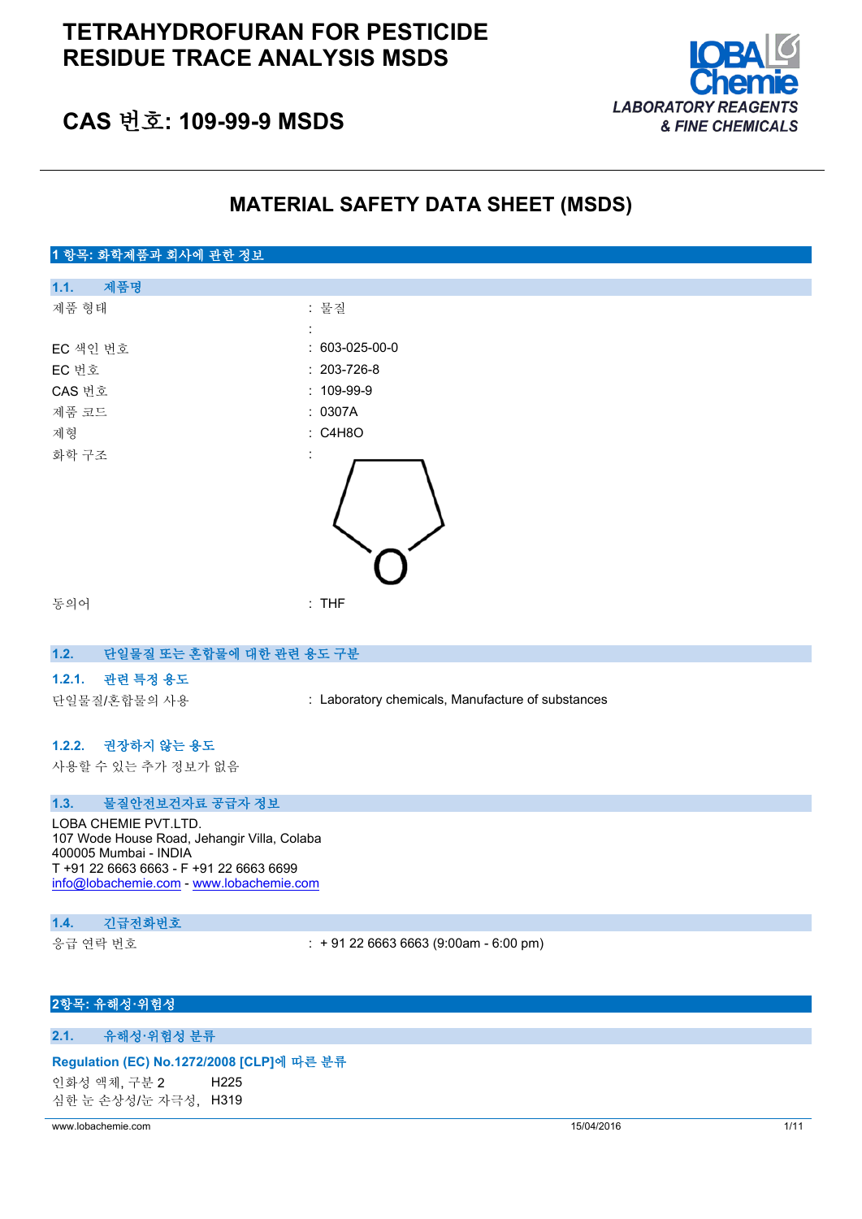# TETRAHYDROFURAN FOR PESTICIDE RESIDUE TRACE ANALYSIS MSDS

## CAS 번호: 109-99-9 MSDS

LOBA Chemie
*LABORATORY REAGENTS & FINE CHEMICALS*

# MATERIAL SAFETY DATA SHEET (MSDS)

## 1 항목: 화학제품과 회사에 관한 정보

### 1.1. 제품명

| | |
|---|---|
| 제품 형태 | : 물질 |
| | : |
| EC 색인 번호 | : 603-025-00-0 |
| EC 번호 | : 203-726-8 |
| CAS 번호 | : 109-99-9 |
| 제품 코드 | : 0307A |
| 제형 | : C4H8O |
| 화학 구조 | : |
| 동의어 | : THF |

### 1.2. 단일물질 또는 혼합물에 대한 관련 용도 구분

#### 1.2.1. 관련 특정 용도

단일물질/혼합물의 사용 : Laboratory chemicals, Manufacture of substances

#### 1.2.2. 권장하지 않는 용도

사용할 수 있는 추가 정보가 없음

### 1.3. 물질안전보건자료 공급자 정보

LOBA CHEMIE PVT.LTD.
107 Wode House Road, Jehangir Villa, Colaba
400005 Mumbai - INDIA
T +91 22 6663 6663 - F +91 22 6663 6699
info@lobachemie.com - www.lobachemie.com

### 1.4. 긴급전화번호

응급 연락 번호 : + 91 22 6663 6663 (9:00am - 6:00 pm)

## 2항목: 유해성·위험성

### 2.1. 유해성·위험성 분류

**Regulation (EC) No.1272/2008 [CLP]에 따른 분류**

| | |
|---|---|
| 인화성 액체, 구분 2 | H225 |
| 심한 눈 손상성/눈 자극성, | H319 |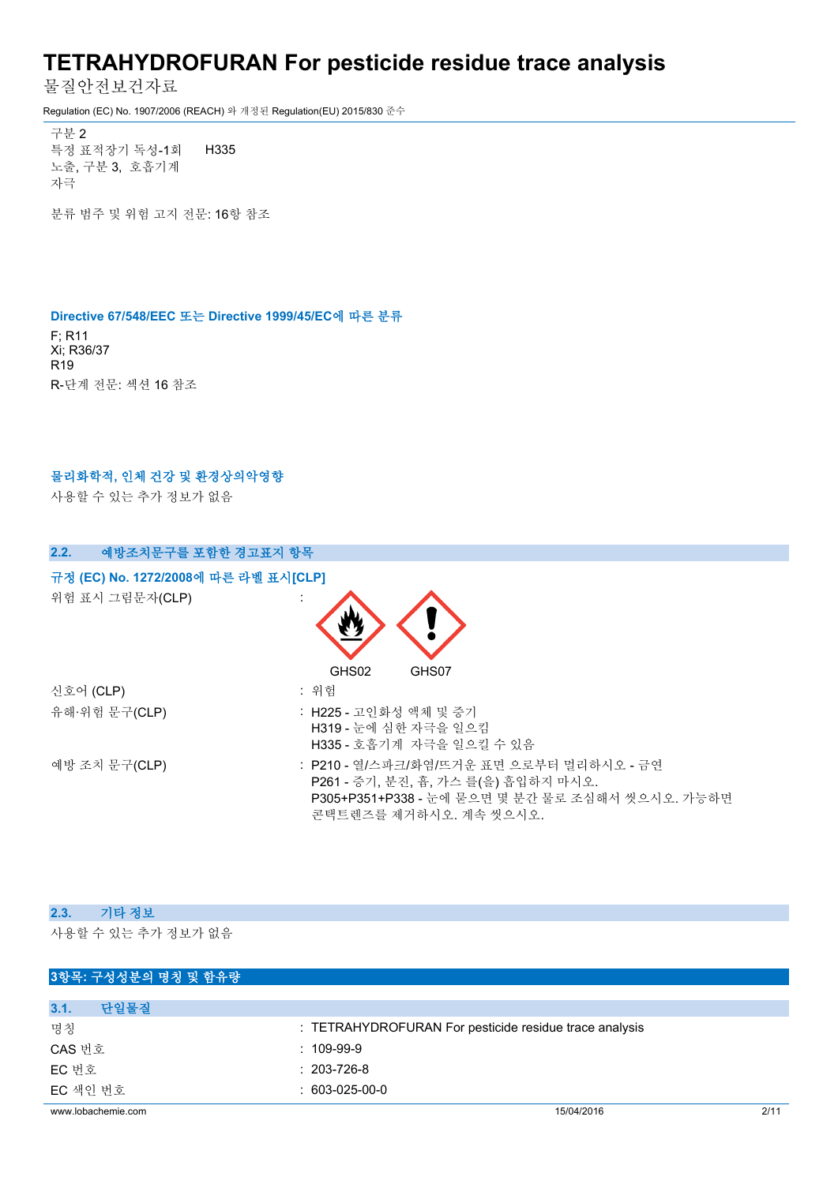구분 2
특정 표적장기 독성-1회 노출, 구분 3, 호흡기계 자극 H335

분류 범주 및 위험 고지 전문: 16항 참조

### Directive 67/548/EEC 또는 Directive 1999/45/EC에 따른 분류

F; R11
Xi; R36/37
R19

R-단계 전문: 섹션 16 참조

### 물리화학적, 인체 건강 및 환경상의악영향

사용할 수 있는 추가 정보가 없음

## 2.2. 예방조치문구를 포함한 경고표지 항목

### 규정 (EC) No. 1272/2008에 따른 라벨 표시[CLP]

위험 표시 그림문자(CLP) :

GHS02 GHS07

신호어 (CLP) : 위험

유해·위험 문구(CLP) : H225 - 고인화성 액체 및 증기
H319 - 눈에 심한 자극을 일으킴
H335 - 호흡기계 자극을 일으킬 수 있음

예방 조치 문구(CLP) : P210 - 열/스파크/화염/뜨거운 표면 으로부터 멀리하시오 - 금연
P261 - 증기, 분진, 흄, 가스 를(을) 흡입하지 마시오.
P305+P351+P338 - 눈에 묻으면 몇 분간 물로 조심해서 씻으시오. 가능하면 콘택트렌즈를 제거하시오. 계속 씻으시오.

## 2.3. 기타 정보

사용할 수 있는 추가 정보가 없음

# 3항목: 구성성분의 명칭 및 함유량

## 3.1. 단일물질

명칭 : TETRAHYDROFURAN For pesticide residue trace analysis
CAS 번호 : 109-99-9
EC 번호 : 203-726-8
EC 색인 번호 : 603-025-00-0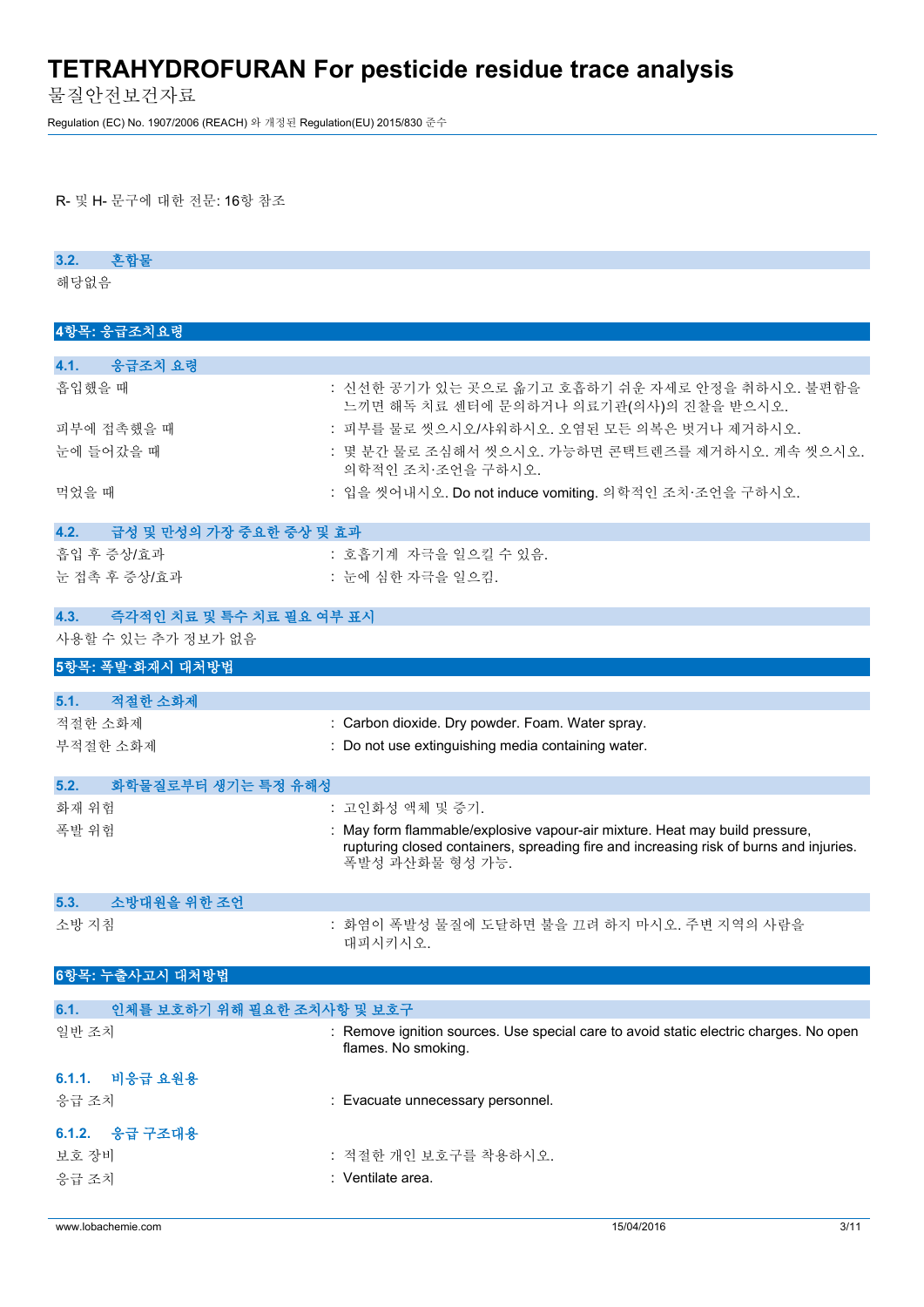R- 및 H- 문구에 대한 전문: 16항 참조

### 3.2. 혼합물

해당없음

## 4항목: 응급조치요령

### 4.1. 응급조치 요령

| | |
|---|---|
| 흡입했을 때 | : 신선한 공기가 있는 곳으로 옮기고 호흡하기 쉬운 자세로 안정을 취하시오. 불편함을 느끼면 해독 치료 센터에 문의하거나 의료기관(의사)의 진찰을 받으시오. |
| 피부에 접촉했을 때 | : 피부를 물로 씻으시오/샤워하시오. 오염된 모든 의복은 벗거나 제거하시오. |
| 눈에 들어갔을 때 | : 몇 분간 물로 조심해서 씻으시오. 가능하면 콘택트렌즈를 제거하시오. 계속 씻으시오. 의학적인 조치·조언을 구하시오. |
| 먹었을 때 | : 입을 씻어내시오. Do not induce vomiting. 의학적인 조치·조언을 구하시오. |

### 4.2. 급성 및 만성의 가장 중요한 증상 및 효과

| | |
|---|---|
| 흡입 후 증상/효과 | : 호흡기계 자극을 일으킬 수 있음. |
| 눈 접촉 후 증상/효과 | : 눈에 심한 자극을 일으킴. |

### 4.3. 즉각적인 치료 및 특수 치료 필요 여부 표시

사용할 수 있는 추가 정보가 없음

## 5항목: 폭발·화재시 대처방법

### 5.1. 적절한 소화제

| | |
|---|---|
| 적절한 소화제 | : Carbon dioxide. Dry powder. Foam. Water spray. |
| 부적절한 소화제 | : Do not use extinguishing media containing water. |

### 5.2. 화학물질로부터 생기는 특정 유해성

| | |
|---|---|
| 화재 위험 | : 고인화성 액체 및 증기. |
| 폭발 위험 | : May form flammable/explosive vapour-air mixture. Heat may build pressure, rupturing closed containers, spreading fire and increasing risk of burns and injuries. 폭발성 과산화물 형성 가능. |

### 5.3. 소방대원을 위한 조언

| | |
|---|---|
| 소방 지침 | : 화염이 폭발성 물질에 도달하면 불을 끄려 하지 마시오. 주변 지역의 사람을 대피시키시오. |

## 6항목: 누출사고시 대처방법

### 6.1. 인체를 보호하기 위해 필요한 조치사항 및 보호구

| | |
|---|---|
| 일반 조치 | : Remove ignition sources. Use special care to avoid static electric charges. No open flames. No smoking. |

#### 6.1.1. 비응급 요원용

| | |
|---|---|
| 응급 조치 | : Evacuate unnecessary personnel. |

#### 6.1.2. 응급 구조대용

| | |
|---|---|
| 보호 장비 | : 적절한 개인 보호구를 착용하시오. |
| 응급 조치 | : Ventilate area. |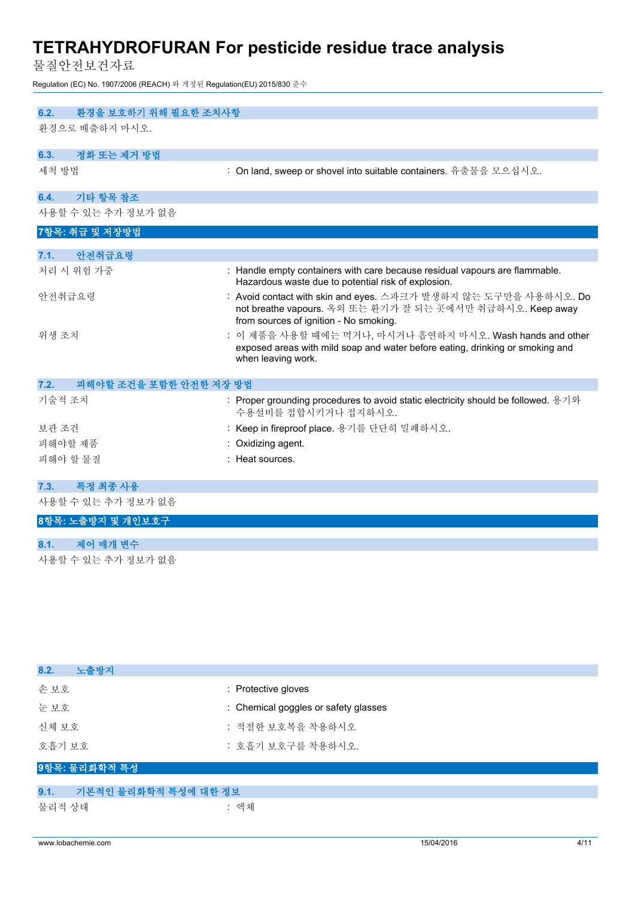### 6.2. 환경을 보호하기 위해 필요한 조치사항

환경으로 배출하지 마시오.

### 6.3. 정화 또는 제거 방법

| | |
|---|---|
| 세척 방법 | : On land, sweep or shovel into suitable containers. 유출물을 모으십시오. |

### 6.4. 기타 항목 참조

사용할 수 있는 추가 정보가 없음

## 7항목: 취급 및 저장방법

### 7.1. 안전취급요령

| | |
|---|---|
| 처리 시 위험 가중 | : Handle empty containers with care because residual vapours are flammable. Hazardous waste due to potential risk of explosion. |
| 안전취급요령 | : Avoid contact with skin and eyes. 스파크가 발생하지 않는 도구만을 사용하시오. Do not breathe vapours. 옥외 또는 환기가 잘 되는 곳에서만 취급하시오. Keep away from sources of ignition - No smoking. |
| 위생 조치 | : 이 제품을 사용할 때에는 먹거나, 마시거나 흡연하지 마시오. Wash hands and other exposed areas with mild soap and water before eating, drinking or smoking and when leaving work. |

### 7.2. 피해야할 조건을 포함한 안전한 저장 방법

| | |
|---|---|
| 기술적 조치 | : Proper grounding procedures to avoid static electricity should be followed. 용기와 수용설비를 접합시키거나 접지하시오. |
| 보관 조건 | : Keep in fireproof place. 용기를 단단히 밀폐하시오. |
| 피해야할 제품 | : Oxidizing agent. |
| 피해야 할 물질 | : Heat sources. |

### 7.3. 특정 최종 사용

사용할 수 있는 추가 정보가 없음

## 8항목: 노출방지 및 개인보호구

### 8.1. 제어 매개 변수

사용할 수 있는 추가 정보가 없음

### 8.2. 노출방지

| | |
|---|---|
| 손 보호 | : Protective gloves |
| 눈 보호 | : Chemical goggles or safety glasses |
| 신체 보호 | : 적절한 보호복을 착용하시오 |
| 호흡기 보호 | : 호흡기 보호구를 착용하시오. |

## 9항목: 물리화학적 특성

### 9.1. 기본적인 물리화학적 특성에 대한 정보

| | |
|---|---|
| 물리적 상태 | : 액체 |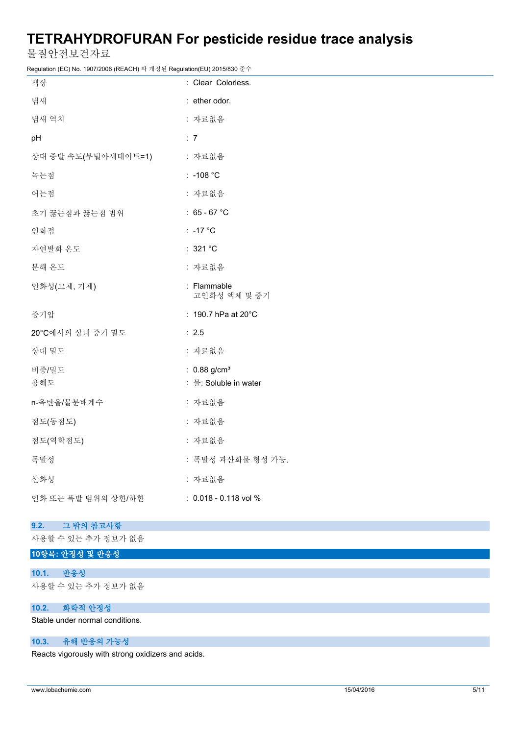| | | |
|---|---|---|
| 색상 | : | Clear Colorless. |
| 냄새 | : | ether odor. |
| 냄새 역치 | : | 자료없음 |
| pH | : | 7 |
| 상대 증발 속도(부틸아세테이트=1) | : | 자료없음 |
| 녹는점 | : | -108 °C |
| 어는점 | : | 자료없음 |
| 초기 끓는점과 끓는점 범위 | : | 65 - 67 °C |
| 인화점 | : | -17 °C |
| 자연발화 온도 | : | 321 °C |
| 분해 온도 | : | 자료없음 |
| 인화성(고체, 기체) | : | Flammable<br>고인화성 액체 및 증기 |
| 증기압 | : | 190.7 hPa at 20°C |
| 20°C에서의 상대 증기 밀도 | : | 2.5 |
| 상대 밀도 | : | 자료없음 |
| 비중/밀도 | : | 0.88 g/cm³ |
| 용해도 | : | 물: Soluble in water |
| n-옥탄올/물분배계수 | : | 자료없음 |
| 점도(동점도) | : | 자료없음 |
| 점도(역학점도) | : | 자료없음 |
| 폭발성 | : | 폭발성 과산화물 형성 가능. |
| 산화성 | : | 자료없음 |
| 인화 또는 폭발 범위의 상한/하한 | : | 0.018 - 0.118 vol % |

### 9.2. 그 밖의 참고사항

사용할 수 있는 추가 정보가 없음

## 10항목: 안정성 및 반응성

### 10.1. 반응성

사용할 수 있는 추가 정보가 없음

### 10.2. 화학적 안정성

Stable under normal conditions.

### 10.3. 유해 반응의 가능성

Reacts vigorously with strong oxidizers and acids.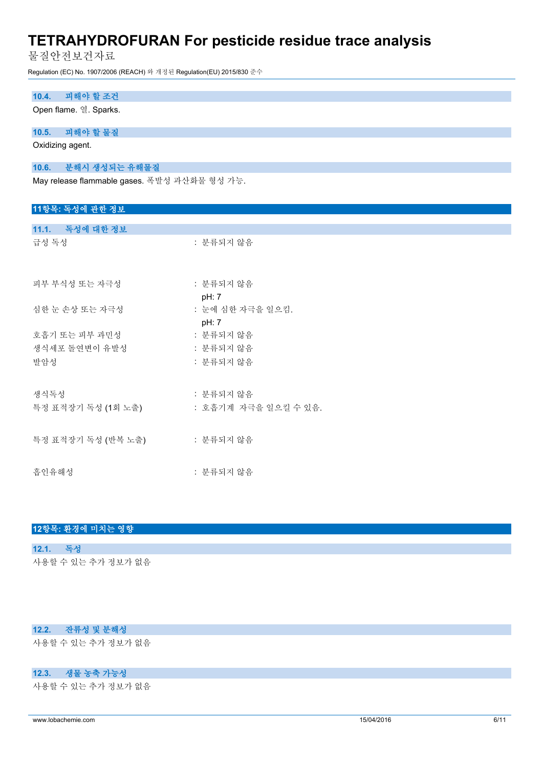### 10.4. 피해야 할 조건

Open flame. 열. Sparks.

### 10.5. 피해야 할 물질

Oxidizing agent.

### 10.6. 분해시 생성되는 유해물질

May release flammable gases. 폭발성 과산화물 형성 가능.

## 11항목: 독성에 관한 정보

### 11.1. 독성에 대한 정보

| | |
|---|---|
| 급성 독성 | : 분류되지 않음 |
| 피부 부식성 또는 자극성 | : 분류되지 않음<br>pH: 7 |
| 심한 눈 손상 또는 자극성 | : 눈에 심한 자극을 일으킴.<br>pH: 7 |
| 호흡기 또는 피부 과민성 | : 분류되지 않음 |
| 생식세포 돌연변이 유발성 | : 분류되지 않음 |
| 발암성 | : 분류되지 않음 |
| 생식독성 | : 분류되지 않음 |
| 특정 표적장기 독성 (1회 노출) | : 호흡기계 자극을 일으킬 수 있음. |
| 특정 표적장기 독성 (반복 노출) | : 분류되지 않음 |
| 흡인유해성 | : 분류되지 않음 |

## 12항목: 환경에 미치는 영향

### 12.1. 독성

사용할 수 있는 추가 정보가 없음

### 12.2. 잔류성 및 분해성

사용할 수 있는 추가 정보가 없음

### 12.3. 생물 농축 가능성

사용할 수 있는 추가 정보가 없음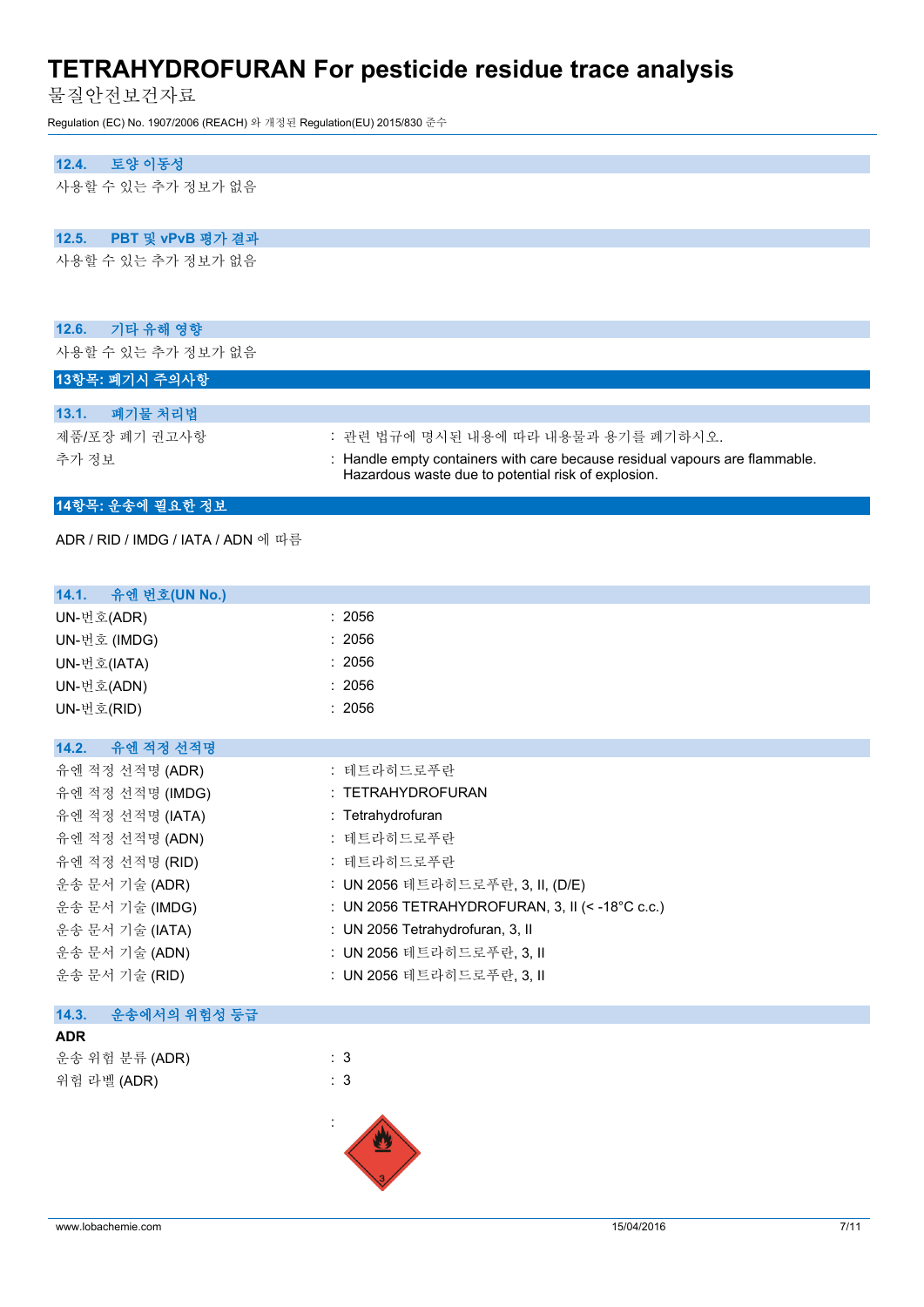### 12.4. 토양 이동성

사용할 수 있는 추가 정보가 없음

### 12.5. PBT 및 vPvB 평가 결과

사용할 수 있는 추가 정보가 없음

### 12.6. 기타 유해 영향

사용할 수 있는 추가 정보가 없음

## 13항목: 폐기시 주의사항

### 13.1. 폐기물 처리법

| | |
|---|---|
| 제품/포장 폐기 권고사항 | : 관련 법규에 명시된 내용에 따라 내용물과 용기를 폐기하시오. |
| 추가 정보 | : Handle empty containers with care because residual vapours are flammable. Hazardous waste due to potential risk of explosion. |

## 14항목: 운송에 필요한 정보

ADR / RID / IMDG / IATA / ADN 에 따름

### 14.1. 유엔 번호(UN No.)

| | |
|---|---|
| UN-번호(ADR) | : 2056 |
| UN-번호 (IMDG) | : 2056 |
| UN-번호(IATA) | : 2056 |
| UN-번호(ADN) | : 2056 |
| UN-번호(RID) | : 2056 |

### 14.2. 유엔 적정 선적명

| | |
|---|---|
| 유엔 적정 선적명 (ADR) | : 테트라히드로푸란 |
| 유엔 적정 선적명 (IMDG) | : TETRAHYDROFURAN |
| 유엔 적정 선적명 (IATA) | : Tetrahydrofuran |
| 유엔 적정 선적명 (ADN) | : 테트라히드로푸란 |
| 유엔 적정 선적명 (RID) | : 테트라히드로푸란 |
| 운송 문서 기술 (ADR) | : UN 2056 테트라히드로푸란, 3, II, (D/E) |
| 운송 문서 기술 (IMDG) | : UN 2056 TETRAHYDROFURAN, 3, II (< -18°C c.c.) |
| 운송 문서 기술 (IATA) | : UN 2056 Tetrahydrofuran, 3, II |
| 운송 문서 기술 (ADN) | : UN 2056 테트라히드로푸란, 3, II |
| 운송 문서 기술 (RID) | : UN 2056 테트라히드로푸란, 3, II |

### 14.3. 운송에서의 위험성 등급

**ADR**

| | |
|---|---|
| 운송 위험 분류 (ADR) | : 3 |
| 위험 라벨 (ADR) | : 3 |
| | : |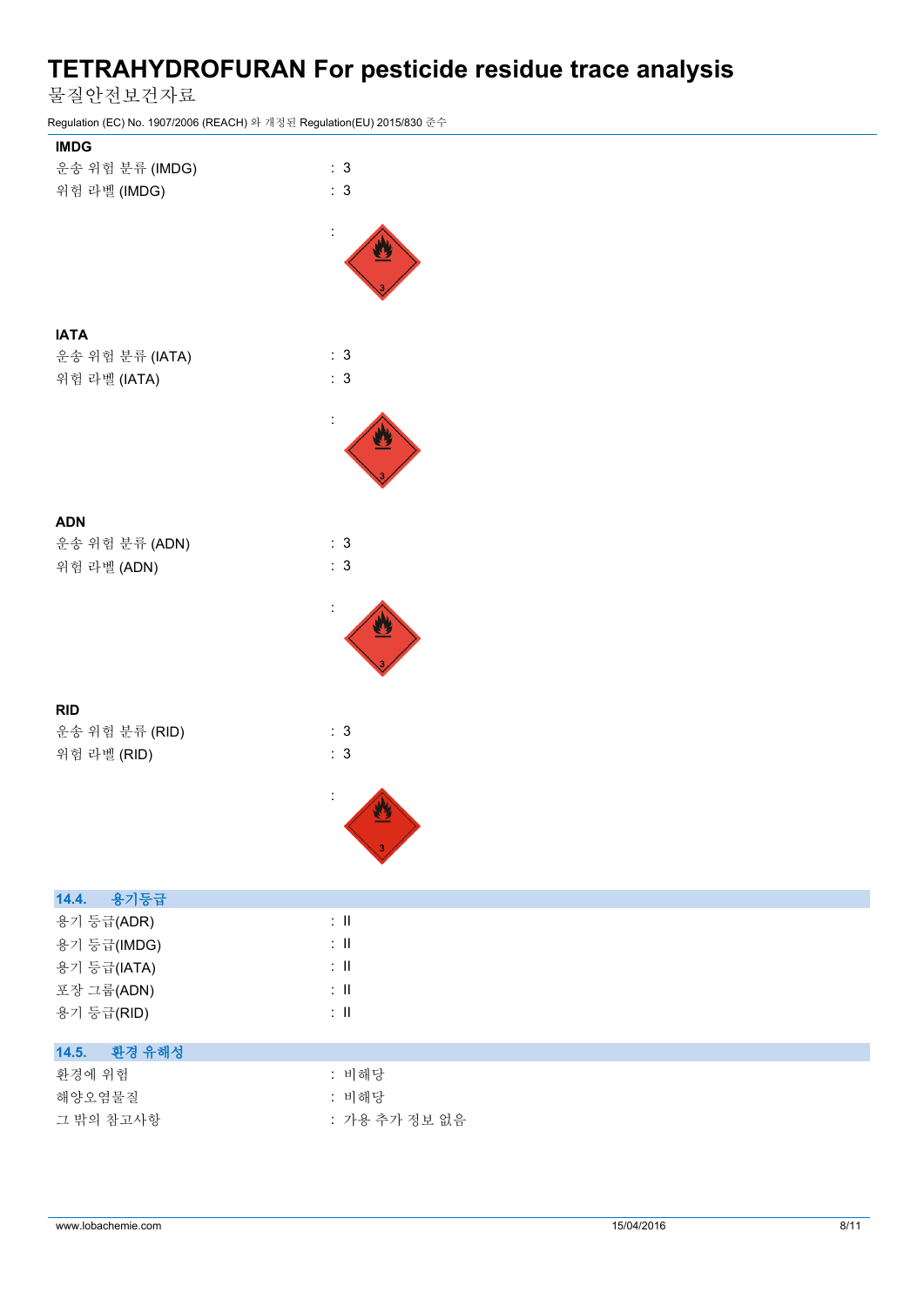**IMDG**

운송 위험 분류 (IMDG) : 3

위험 라벨 (IMDG) : 3

:

**IATA**

운송 위험 분류 (IATA) : 3

위험 라벨 (IATA) : 3

:

**ADN**

운송 위험 분류 (ADN) : 3

위험 라벨 (ADN) : 3

:

**RID**

운송 위험 분류 (RID) : 3

위험 라벨 (RID) : 3

:

### 14.4. 용기등급

용기 등급(ADR) : II

용기 등급(IMDG) : II

용기 등급(IATA) : II

포장 그룹(ADN) : II

용기 등급(RID) : II

### 14.5. 환경 유해성

환경에 위험 : 비해당

해양오염물질 : 비해당

그 밖의 참고사항 : 가용 추가 정보 없음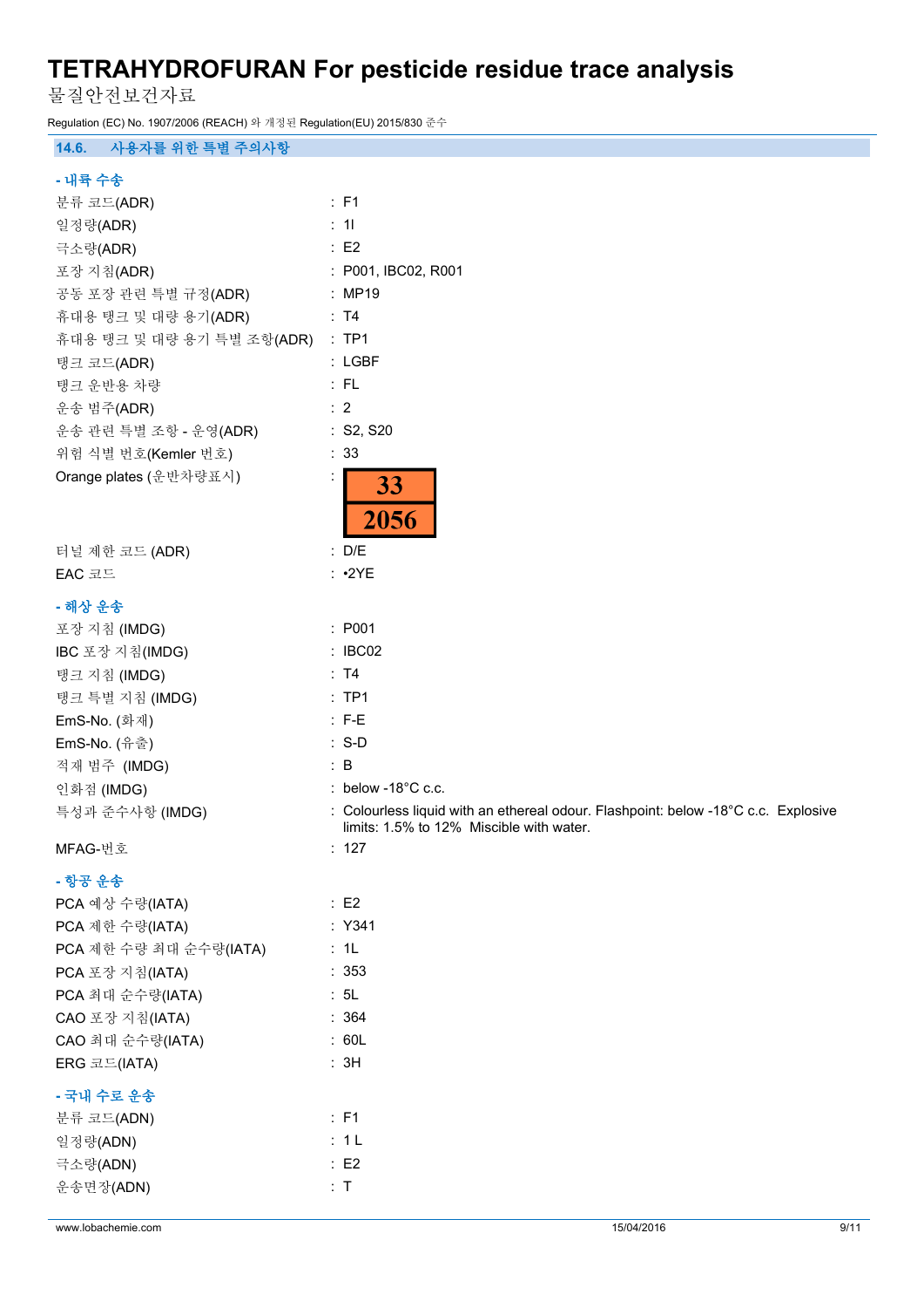### 14.6. 사용자를 위한 특별 주의사항

**- 내륙 수송**

| | |
|---|---|
| 분류 코드(ADR) | : F1 |
| 일정량(ADR) | : 1l |
| 극소량(ADR) | : E2 |
| 포장 지침(ADR) | : P001, IBC02, R001 |
| 공동 포장 관련 특별 규정(ADR) | : MP19 |
| 휴대용 탱크 및 대량 용기(ADR) | : T4 |
| 휴대용 탱크 및 대량 용기 특별 조항(ADR) | : TP1 |
| 탱크 코드(ADR) | : LGBF |
| 탱크 운반용 차량 | : FL |
| 운송 범주(ADR) | : 2 |
| 운송 관련 특별 조항 - 운영(ADR) | : S2, S20 |
| 위험 식별 번호(Kemler 번호) | : 33 |
| Orange plates (운반차량표시) | : 33 / 2056 |
| 터널 제한 코드 (ADR) | : D/E |
| EAC 코드 | : •2YE |

**- 해상 운송**

| | |
|---|---|
| 포장 지침 (IMDG) | : P001 |
| IBC 포장 지침(IMDG) | : IBC02 |
| 탱크 지침 (IMDG) | : T4 |
| 탱크 특별 지침 (IMDG) | : TP1 |
| EmS-No. (화재) | : F-E |
| EmS-No. (유출) | : S-D |
| 적재 범주 (IMDG) | : B |
| 인화점 (IMDG) | : below -18°C c.c. |
| 특성과 준수사항 (IMDG) | : Colourless liquid with an ethereal odour. Flashpoint: below -18°C c.c. Explosive limits: 1.5% to 12% Miscible with water. |
| MFAG-번호 | : 127 |

**- 항공 운송**

| | |
|---|---|
| PCA 예상 수량(IATA) | : E2 |
| PCA 제한 수량(IATA) | : Y341 |
| PCA 제한 수량 최대 순수량(IATA) | : 1L |
| PCA 포장 지침(IATA) | : 353 |
| PCA 최대 순수량(IATA) | : 5L |
| CAO 포장 지침(IATA) | : 364 |
| CAO 최대 순수량(IATA) | : 60L |
| ERG 코드(IATA) | : 3H |

**- 국내 수로 운송**

| | |
|---|---|
| 분류 코드(ADN) | : F1 |
| 일정량(ADN) | : 1 L |
| 극소량(ADN) | : E2 |
| 운송면장(ADN) | : T |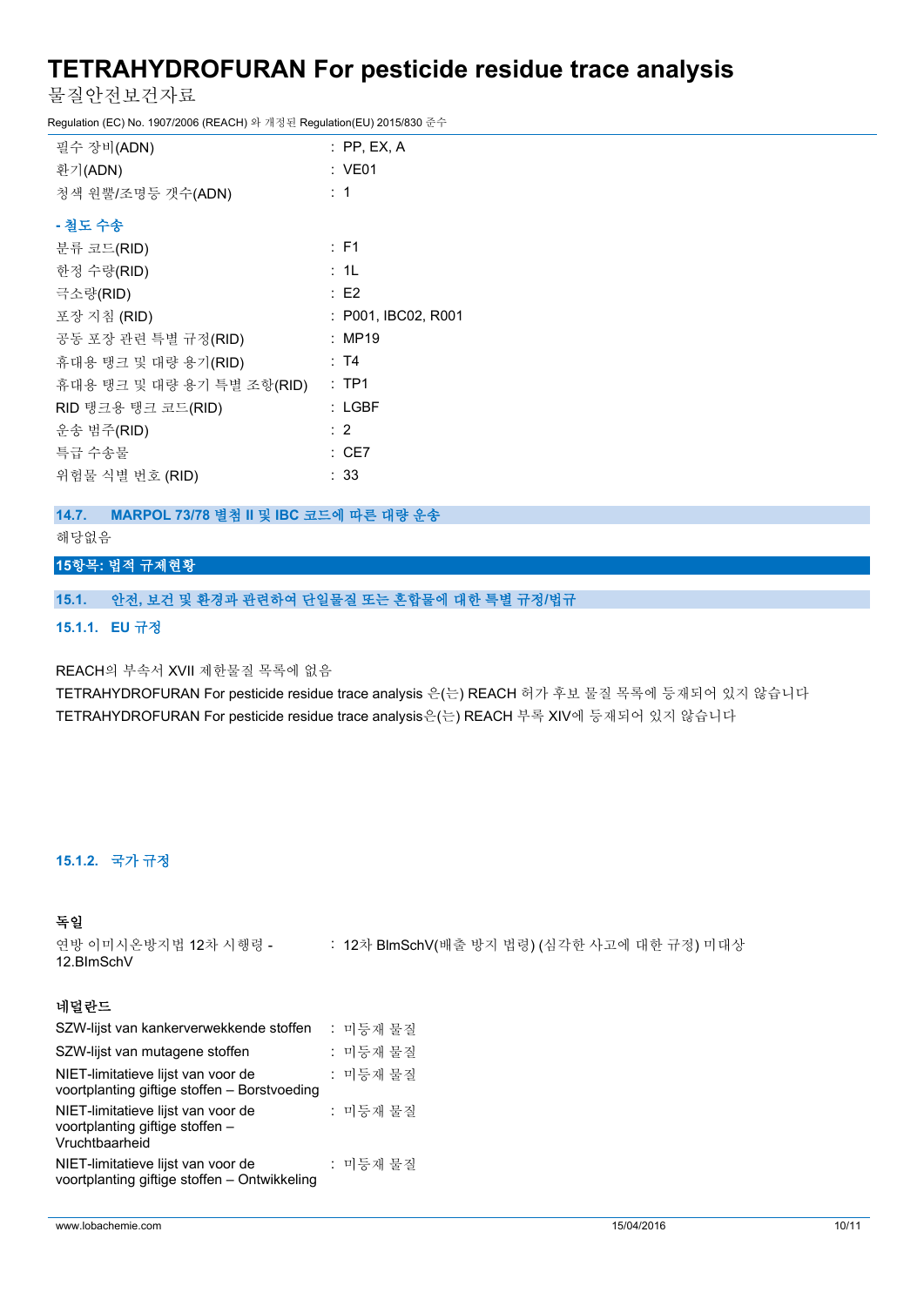| | | |
|---|---|---|
| 필수 장비(ADN) | : | PP, EX, A |
| 환기(ADN) | : | VE01 |
| 청색 원뿔/조명등 갯수(ADN) | : | 1 |

**- 철도 수송**

| | | |
|---|---|---|
| 분류 코드(RID) | : | F1 |
| 한정 수량(RID) | : | 1L |
| 극소량(RID) | : | E2 |
| 포장 지침 (RID) | : | P001, IBC02, R001 |
| 공동 포장 관련 특별 규정(RID) | : | MP19 |
| 휴대용 탱크 및 대량 용기(RID) | : | T4 |
| 휴대용 탱크 및 대량 용기 특별 조항(RID) | : | TP1 |
| RID 탱크용 탱크 코드(RID) | : | LGBF |
| 운송 범주(RID) | : | 2 |
| 특급 수송물 | : | CE7 |
| 위험물 식별 번호 (RID) | : | 33 |

### 14.7. MARPOL 73/78 별첨 II 및 IBC 코드에 따른 대량 운송

해당없음

## 15항목: 법적 규제현황

### 15.1. 안전, 보건 및 환경과 관련하여 단일물질 또는 혼합물에 대한 특별 규정/법규

#### 15.1.1. EU 규정

REACH의 부속서 XVII 제한물질 목록에 없음

TETRAHYDROFURAN For pesticide residue trace analysis 은(는) REACH 허가 후보 물질 목록에 등재되어 있지 않습니다

TETRAHYDROFURAN For pesticide residue trace analysis은(는) REACH 부록 XIV에 등재되어 있지 않습니다

#### 15.1.2. 국가 규정

**독일**

| | | |
|---|---|---|
| 연방 이미시온방지법 12차 시행령 - 12.BImSchV | : | 12차 BImSchV(배출 방지 법령) (심각한 사고에 대한 규정) 미대상 |

**네덜란드**

| | | |
|---|---|---|
| SZW-lijst van kankerverwekkende stoffen | : | 미등재 물질 |
| SZW-lijst van mutagene stoffen | : | 미등재 물질 |
| NIET-limitatieve lijst van voor de voortplanting giftige stoffen – Borstvoeding | : | 미등재 물질 |
| NIET-limitatieve lijst van voor de voortplanting giftige stoffen – Vruchtbaarheid | : | 미등재 물질 |
| NIET-limitatieve lijst van voor de voortplanting giftige stoffen – Ontwikkeling | : | 미등재 물질 |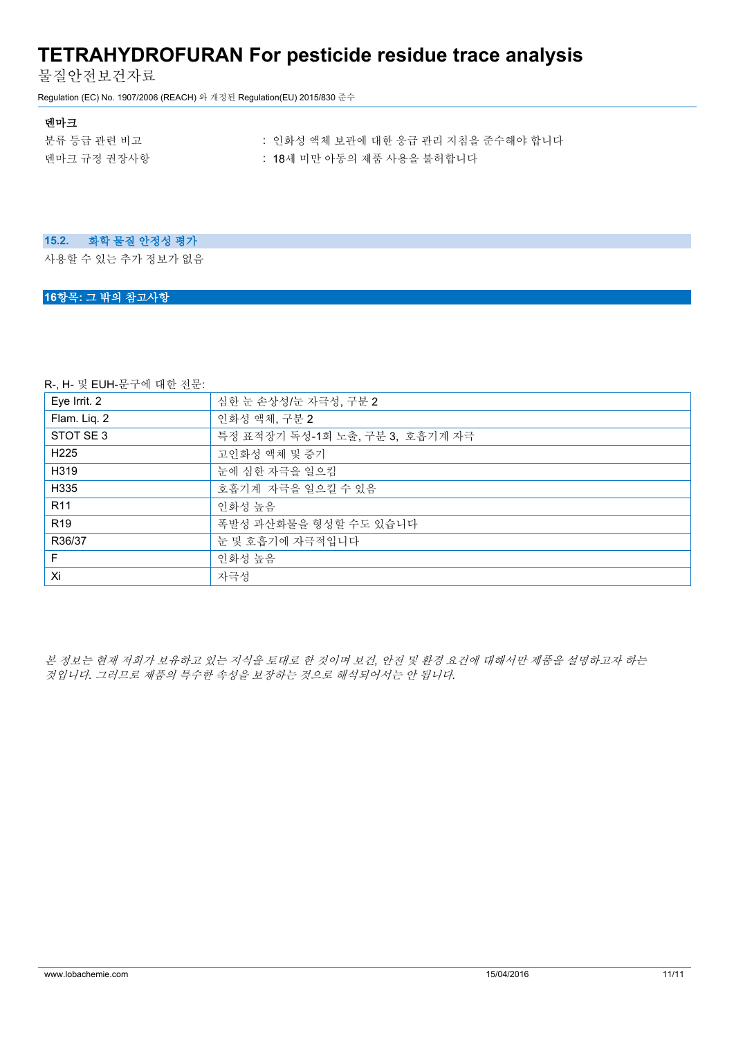**덴마크**

분류 등급 관련 비고 : 인화성 액체 보관에 대한 응급 관리 지침을 준수해야 합니다

덴마크 규정 권장사항 : 18세 미만 아동의 제품 사용을 불허합니다

### 15.2. 화학 물질 안정성 평가

사용할 수 있는 추가 정보가 없음

## 16항목: 그 밖의 참고사항

R-, H- 및 EUH-문구에 대한 전문:

| | |
|---|---|
| Eye Irrit. 2 | 심한 눈 손상성/눈 자극성, 구분 2 |
| Flam. Liq. 2 | 인화성 액체, 구분 2 |
| STOT SE 3 | 특정 표적장기 독성-1회 노출, 구분 3, 호흡기계 자극 |
| H225 | 고인화성 액체 및 증기 |
| H319 | 눈에 심한 자극을 일으킴 |
| H335 | 호흡기계 자극을 일으킬 수 있음 |
| R11 | 인화성 높음 |
| R19 | 폭발성 과산화물을 형성할 수도 있습니다 |
| R36/37 | 눈 및 호흡기에 자극적입니다 |
| F | 인화성 높음 |
| Xi | 자극성 |

*본 정보는 현재 저희가 보유하고 있는 지식을 토대로 한 것이며 보건, 안전 및 환경 요건에 대해서만 제품을 설명하고자 하는 것입니다. 그러므로 제품의 특수한 속성을 보장하는 것으로 해석되어서는 안 됩니다.*